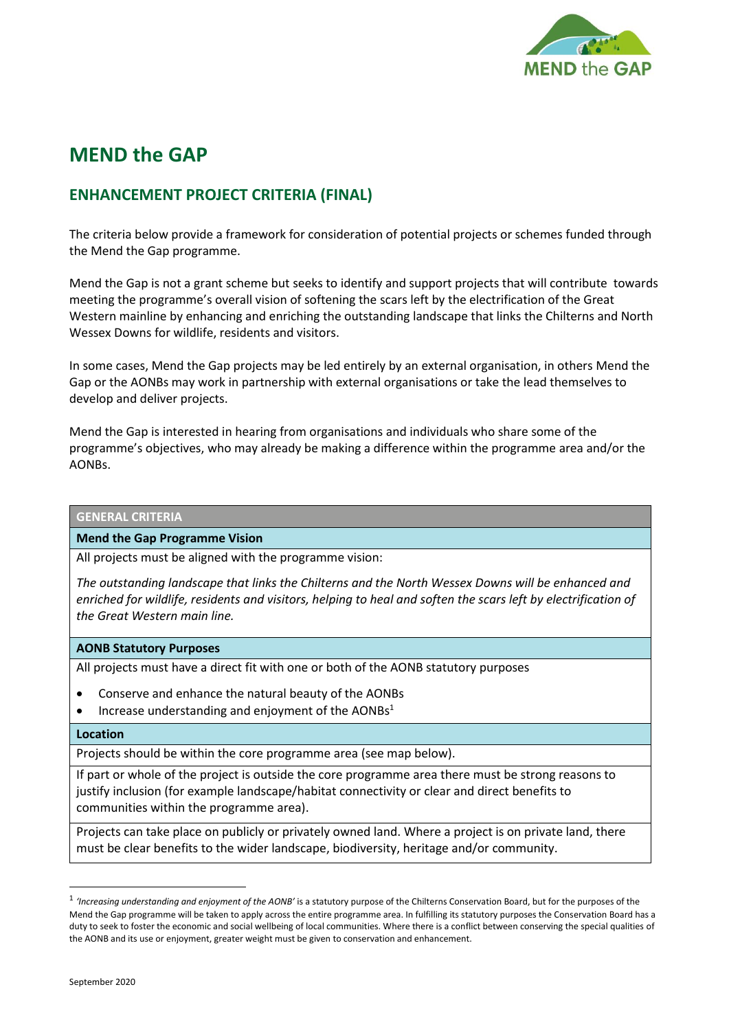# MEND the GAP

## ENHANCEMENT PROJECT CRITERIA (FINAL)

The criteria below provide a framework for consideration of potential projects or schemes funded through the Mend the Gap programme.

Mend the Gap is not a grant scheme but seeks to identify and support projects that will contribute towards meeting the programme's overall vision of softening the scars left by the electrification of the Great Western mainline by enhancing and enriching the outstanding landscape that links the Chilterns and North Wessex Downs for wildlife, residents and visitors.

In some cases, Mend the Gap projects may be led entirely by an external organisation, in others Mend the Gap or the AONBs may work in partnership with external organisations or take the lead themselves to develop and deliver projects.

Mend the Gap is interested in hearing from organisations and individuals who share some of the programme's objectives, who may already be making a difference within the programme area and/or the AONBs.

| GENERAL CRITERIA |
| --- |
| **Mend the Gap Programme Vision** |
| All projects must be aligned with the programme vision:<br><br>*The outstanding landscape that links the Chilterns and the North Wessex Downs will be enhanced and enriched for wildlife, residents and visitors, helping to heal and soften the scars left by electrification of the Great Western main line.* |
| **AONB Statutory Purposes** |
| All projects must have a direct fit with one or both of the AONB statutory purposes<br><br>• Conserve and enhance the natural beauty of the AONBs<br>• Increase understanding and enjoyment of the AONBs[1] |
| **Location** |
| Projects should be within the core programme area (see map below). |
| If part or whole of the project is outside the core programme area there must be strong reasons to justify inclusion (for example landscape/habitat connectivity or clear and direct benefits to communities within the programme area). |
| Projects can take place on publicly or privately owned land. Where a project is on private land, there must be clear benefits to the wider landscape, biodiversity, heritage and/or community. |

[1] *'Increasing understanding and enjoyment of the AONB'* is a statutory purpose of the Chilterns Conservation Board, but for the purposes of the Mend the Gap programme will be taken to apply across the entire programme area. In fulfilling its statutory purposes the Conservation Board has a duty to seek to foster the economic and social wellbeing of local communities. Where there is a conflict between conserving the special qualities of the AONB and its use or enjoyment, greater weight must be given to conservation and enhancement.

September 2020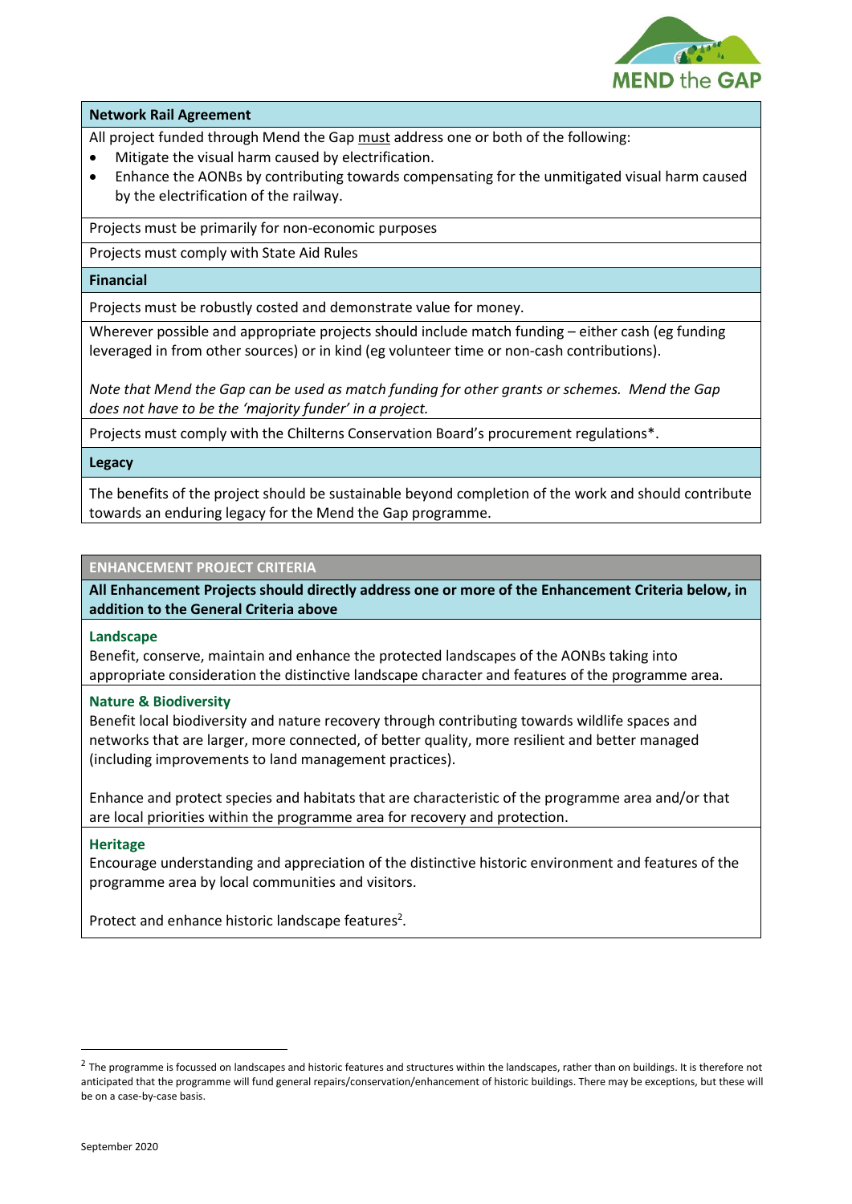**Network Rail Agreement**

All project funded through Mend the Gap must address one or both of the following:

- Mitigate the visual harm caused by electrification.
- Enhance the AONBs by contributing towards compensating for the unmitigated visual harm caused by the electrification of the railway.

Projects must be primarily for non-economic purposes

Projects must comply with State Aid Rules

**Financial**

Projects must be robustly costed and demonstrate value for money.

Wherever possible and appropriate projects should include match funding – either cash (eg funding leveraged in from other sources) or in kind (eg volunteer time or non-cash contributions).

*Note that Mend the Gap can be used as match funding for other grants or schemes. Mend the Gap does not have to be the 'majority funder' in a project.*

Projects must comply with the Chilterns Conservation Board's procurement regulations*.

**Legacy**

The benefits of the project should be sustainable beyond completion of the work and should contribute towards an enduring legacy for the Mend the Gap programme.

## ENHANCEMENT PROJECT CRITERIA

**All Enhancement Projects should directly address one or more of the Enhancement Criteria below, in addition to the General Criteria above**

### Landscape

Benefit, conserve, maintain and enhance the protected landscapes of the AONBs taking into appropriate consideration the distinctive landscape character and features of the programme area.

### Nature & Biodiversity

Benefit local biodiversity and nature recovery through contributing towards wildlife spaces and networks that are larger, more connected, of better quality, more resilient and better managed (including improvements to land management practices).

Enhance and protect species and habitats that are characteristic of the programme area and/or that are local priorities within the programme area for recovery and protection.

### Heritage

Encourage understanding and appreciation of the distinctive historic environment and features of the programme area by local communities and visitors.

Protect and enhance historic landscape features[2].

[2] The programme is focussed on landscapes and historic features and structures within the landscapes, rather than on buildings. It is therefore not anticipated that the programme will fund general repairs/conservation/enhancement of historic buildings. There may be exceptions, but these will be on a case-by-case basis.

September 2020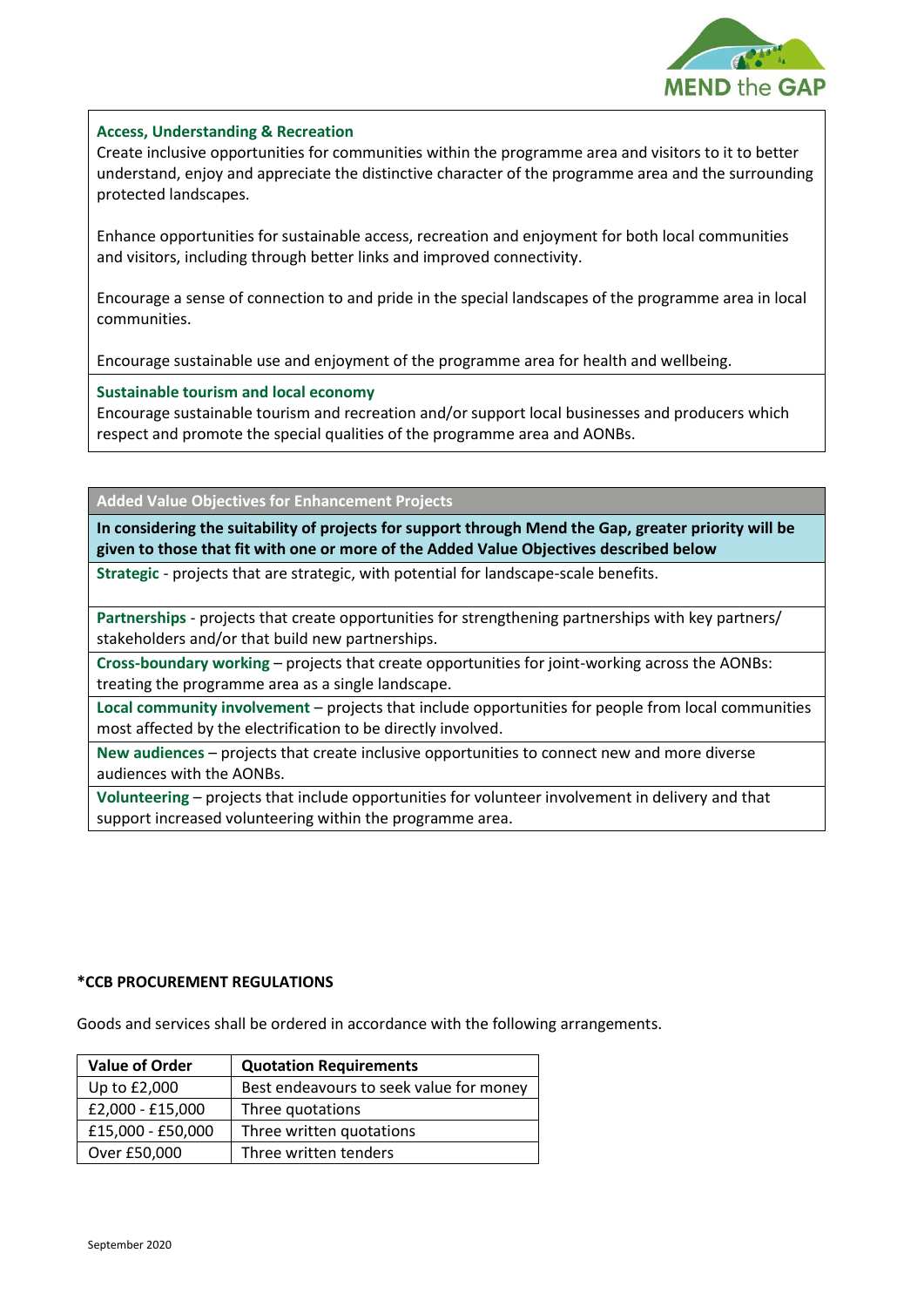### Access, Understanding & Recreation

Create inclusive opportunities for communities within the programme area and visitors to it to better understand, enjoy and appreciate the distinctive character of the programme area and the surrounding protected landscapes.

Enhance opportunities for sustainable access, recreation and enjoyment for both local communities and visitors, including through better links and improved connectivity.

Encourage a sense of connection to and pride in the special landscapes of the programme area in local communities.

Encourage sustainable use and enjoyment of the programme area for health and wellbeing.

### Sustainable tourism and local economy

Encourage sustainable tourism and recreation and/or support local businesses and producers which respect and promote the special qualities of the programme area and AONBs.

## Added Value Objectives for Enhancement Projects

**In considering the suitability of projects for support through Mend the Gap, greater priority will be given to those that fit with one or more of the Added Value Objectives described below**

**Strategic** - projects that are strategic, with potential for landscape-scale benefits.

**Partnerships** - projects that create opportunities for strengthening partnerships with key partners/ stakeholders and/or that build new partnerships.

**Cross-boundary working** – projects that create opportunities for joint-working across the AONBs: treating the programme area as a single landscape.

**Local community involvement** – projects that include opportunities for people from local communities most affected by the electrification to be directly involved.

**New audiences** – projects that create inclusive opportunities to connect new and more diverse audiences with the AONBs.

**Volunteering** – projects that include opportunities for volunteer involvement in delivery and that support increased volunteering within the programme area.

**\*CCB PROCUREMENT REGULATIONS**

Goods and services shall be ordered in accordance with the following arrangements.

| Value of Order | Quotation Requirements |
|---|---|
| Up to £2,000 | Best endeavours to seek value for money |
| £2,000 - £15,000 | Three quotations |
| £15,000 - £50,000 | Three written quotations |
| Over £50,000 | Three written tenders |

September 2020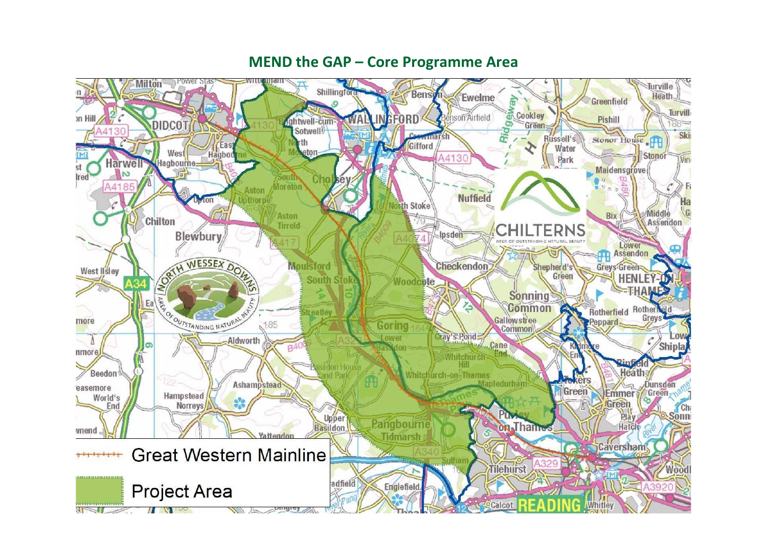## MEND the GAP – Core Programme Area

Great Western Mainline

Project Area